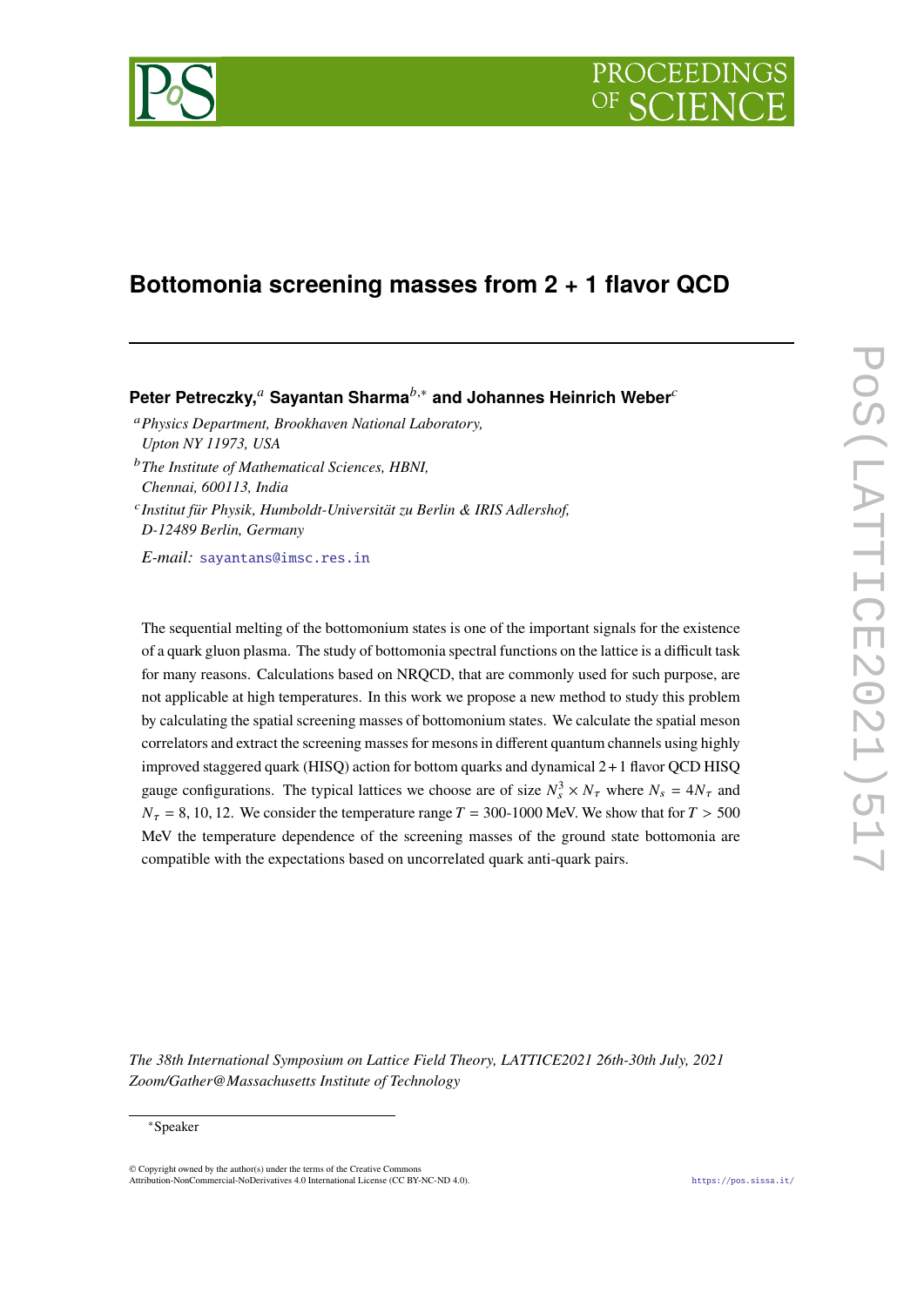# Bottomonia screening masses from 2 + 1 flavor QCD

**Peter Petreczky,**[a] **Sayantan Sharma**[b,*] **and Johannes Heinrich Weber**[c]

[a] *Physics Department, Brookhaven National Laboratory, Upton NY 11973, USA*

[b] *The Institute of Mathematical Sciences, HBNI, Chennai, 600113, India*

[c] *Institut für Physik, Humboldt-Universität zu Berlin & IRIS Adlershof, D-12489 Berlin, Germany*

*E-mail:* sayantans@imsc.res.in

The sequential melting of the bottomonium states is one of the important signals for the existence of a quark gluon plasma. The study of bottomonia spectral functions on the lattice is a difficult task for many reasons. Calculations based on NRQCD, that are commonly used for such purpose, are not applicable at high temperatures. In this work we propose a new method to study this problem by calculating the spatial screening masses of bottomonium states. We calculate the spatial meson correlators and extract the screening masses for mesons in different quantum channels using highly improved staggered quark (HISQ) action for bottom quarks and dynamical $2+1$ flavor QCD HISQ gauge configurations. The typical lattices we choose are of size $N_s^3 \times N_\tau$ where $N_s = 4N_\tau$ and $N_\tau = 8, 10, 12$. We consider the temperature range $T =$ 300-1000 MeV. We show that for $T >$ 500 MeV the temperature dependence of the screening masses of the ground state bottomonia are compatible with the expectations based on uncorrelated quark anti-quark pairs.

*The 38th International Symposium on Lattice Field Theory, LATTICE2021 26th-30th July, 2021 Zoom/Gather@Massachusetts Institute of Technology*

*Speaker

© Copyright owned by the author(s) under the terms of the Creative Commons Attribution-NonCommercial-NoDerivatives 4.0 International License (CC BY-NC-ND 4.0).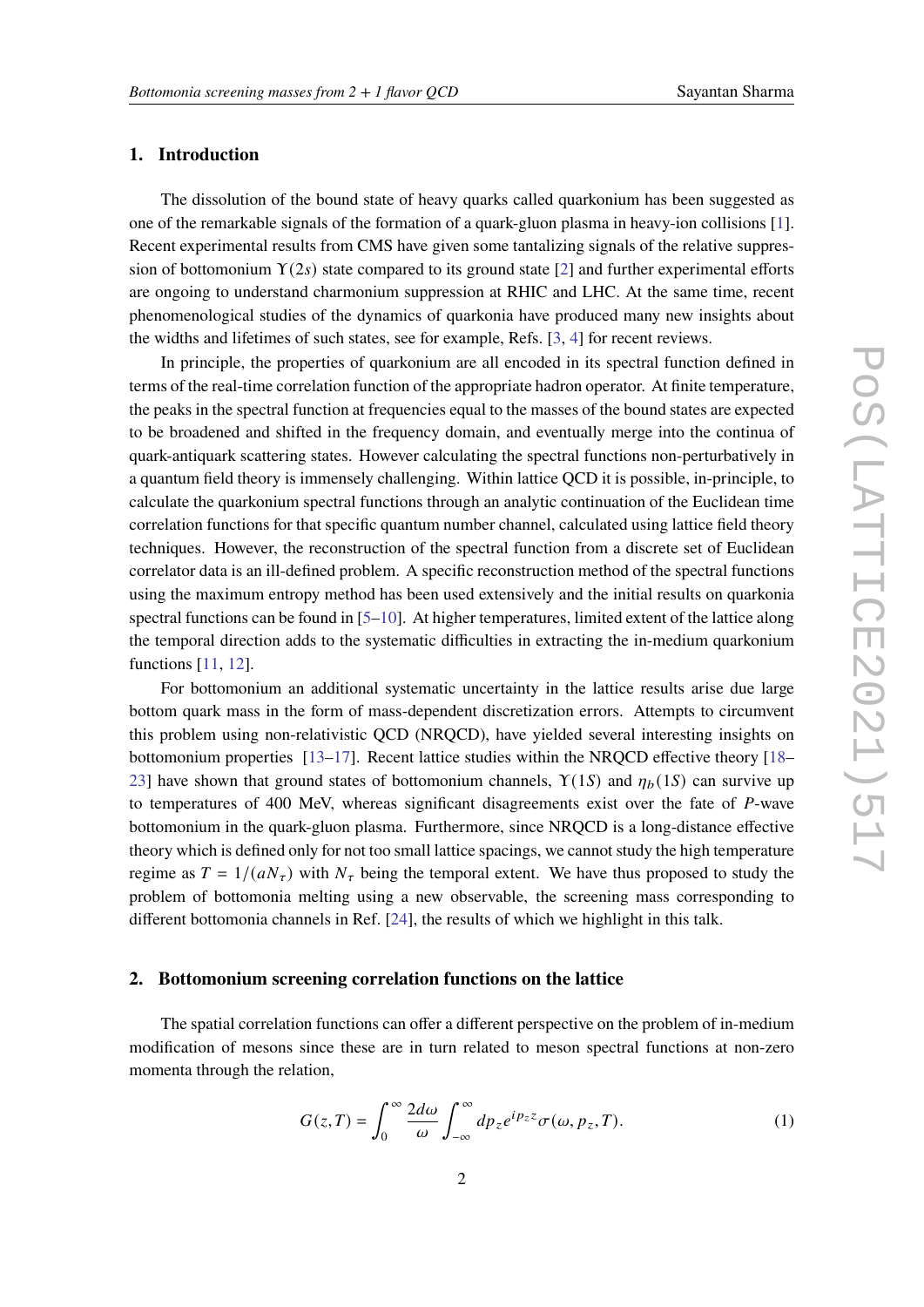## 1. Introduction

The dissolution of the bound state of heavy quarks called quarkonium has been suggested as one of the remarkable signals of the formation of a quark-gluon plasma in heavy-ion collisions [1]. Recent experimental results from CMS have given some tantalizing signals of the relative suppression of bottomonium $\Upsilon(2s)$ state compared to its ground state [2] and further experimental efforts are ongoing to understand charmonium suppression at RHIC and LHC. At the same time, recent phenomenological studies of the dynamics of quarkonia have produced many new insights about the widths and lifetimes of such states, see for example, Refs. [3, 4] for recent reviews.

In principle, the properties of quarkonium are all encoded in its spectral function defined in terms of the real-time correlation function of the appropriate hadron operator. At finite temperature, the peaks in the spectral function at frequencies equal to the masses of the bound states are expected to be broadened and shifted in the frequency domain, and eventually merge into the continua of quark-antiquark scattering states. However calculating the spectral functions non-perturbatively in a quantum field theory is immensely challenging. Within lattice QCD it is possible, in-principle, to calculate the quarkonium spectral functions through an analytic continuation of the Euclidean time correlation functions for that specific quantum number channel, calculated using lattice field theory techniques. However, the reconstruction of the spectral function from a discrete set of Euclidean correlator data is an ill-defined problem. A specific reconstruction method of the spectral functions using the maximum entropy method has been used extensively and the initial results on quarkonia spectral functions can be found in [5–10]. At higher temperatures, limited extent of the lattice along the temporal direction adds to the systematic difficulties in extracting the in-medium quarkonium functions [11, 12].

For bottomonium an additional systematic uncertainty in the lattice results arise due large bottom quark mass in the form of mass-dependent discretization errors. Attempts to circumvent this problem using non-relativistic QCD (NRQCD), have yielded several interesting insights on bottomonium properties [13–17]. Recent lattice studies within the NRQCD effective theory [18–23] have shown that ground states of bottomonium channels, $\Upsilon(1S)$ and $\eta_b(1S)$ can survive up to temperatures of 400 MeV, whereas significant disagreements exist over the fate of $P$-wave bottomonium in the quark-gluon plasma. Furthermore, since NRQCD is a long-distance effective theory which is defined only for not too small lattice spacings, we cannot study the high temperature regime as $T = 1/(aN_\tau)$ with $N_\tau$ being the temporal extent. We have thus proposed to study the problem of bottomonia melting using a new observable, the screening mass corresponding to different bottomonia channels in Ref. [24], the results of which we highlight in this talk.

## 2. Bottomonium screening correlation functions on the lattice

The spatial correlation functions can offer a different perspective on the problem of in-medium modification of mesons since these are in turn related to meson spectral functions at non-zero momenta through the relation,

$$G(z,T) = \int_0^\infty \frac{2d\omega}{\omega} \int_{-\infty}^\infty dp_z e^{ip_z z} \sigma(\omega, p_z, T). \tag{1}$$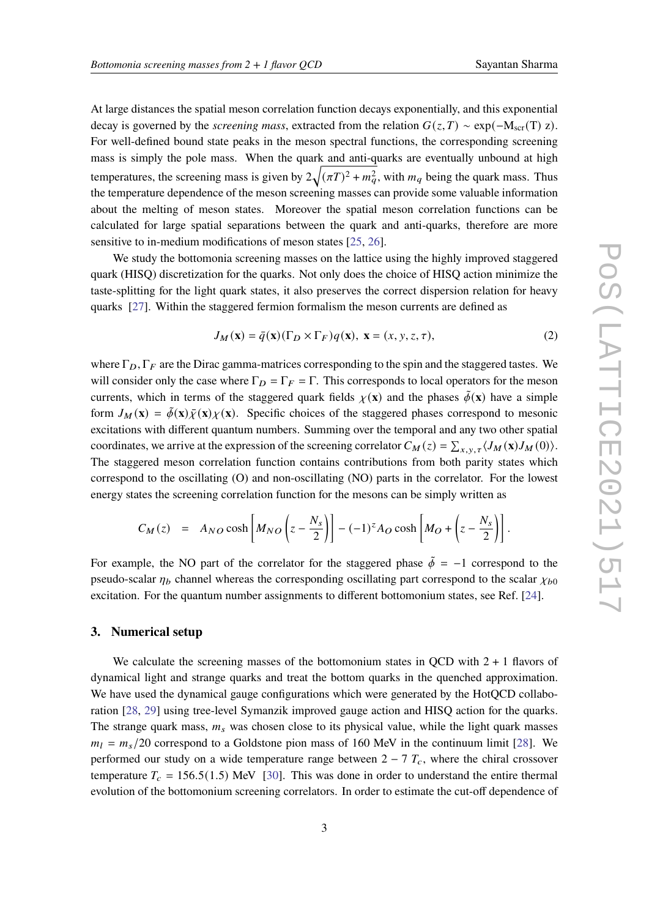At large distances the spatial meson correlation function decays exponentially, and this exponential decay is governed by the *screening mass*, extracted from the relation $G(z,T) \sim \exp(-\mathrm{M_{scr}(T)}\,z)$. For well-defined bound state peaks in the meson spectral functions, the corresponding screening mass is simply the pole mass. When the quark and anti-quarks are eventually unbound at high temperatures, the screening mass is given by $2\sqrt{(\pi T)^2 + m_q^2}$, with $m_q$ being the quark mass. Thus the temperature dependence of the meson screening masses can provide some valuable information about the melting of meson states. Moreover the spatial meson correlation functions can be calculated for large spatial separations between the quark and anti-quarks, therefore are more sensitive to in-medium modifications of meson states [25, 26].

We study the bottomonia screening masses on the lattice using the highly improved staggered quark (HISQ) discretization for the quarks. Not only does the choice of HISQ action minimize the taste-splitting for the light quark states, it also preserves the correct dispersion relation for heavy quarks [27]. Within the staggered fermion formalism the meson currents are defined as

$$J_M(\mathbf{x}) = \bar{q}(\mathbf{x})(\Gamma_D \times \Gamma_F)q(\mathbf{x}),\ \mathbf{x} = (x, y, z, \tau), \tag{2}$$

where $\Gamma_D, \Gamma_F$ are the Dirac gamma-matrices corresponding to the spin and the staggered tastes. We will consider only the case where $\Gamma_D = \Gamma_F = \Gamma$. This corresponds to local operators for the meson currents, which in terms of the staggered quark fields $\chi(\mathbf{x})$ and the phases $\tilde{\phi}(\mathbf{x})$ have a simple form $J_M(\mathbf{x}) = \tilde{\phi}(\mathbf{x})\bar{\chi}(\mathbf{x})\chi(\mathbf{x})$. Specific choices of the staggered phases correspond to mesonic excitations with different quantum numbers. Summing over the temporal and any two other spatial coordinates, we arrive at the expression of the screening correlator $C_M(z) = \sum_{x,y,\tau}\langle J_M(\mathbf{x})J_M(0)\rangle$. The staggered meson correlation function contains contributions from both parity states which correspond to the oscillating (O) and non-oscillating (NO) parts in the correlator. For the lowest energy states the screening correlation function for the mesons can be simply written as

$$C_M(z) \;\;=\;\; A_{NO}\cosh\left[M_{NO}\left(z - \frac{N_s}{2}\right)\right] - (-1)^z A_O \cosh\left[M_O + \left(z - \frac{N_s}{2}\right)\right].$$

For example, the NO part of the correlator for the staggered phase $\tilde{\phi} = -1$ correspond to the pseudo-scalar $\eta_b$ channel whereas the corresponding oscillating part correspond to the scalar $\chi_{b0}$ excitation. For the quantum number assignments to different bottomonium states, see Ref. [24].

## 3. Numerical setup

We calculate the screening masses of the bottomonium states in QCD with $2+1$ flavors of dynamical light and strange quarks and treat the bottom quarks in the quenched approximation. We have used the dynamical gauge configurations which were generated by the HotQCD collaboration [28, 29] using tree-level Symanzik improved gauge action and HISQ action for the quarks. The strange quark mass, $m_s$ was chosen close to its physical value, while the light quark masses $m_l = m_s/20$ correspond to a Goldstone pion mass of 160 MeV in the continuum limit [28]. We performed our study on a wide temperature range between $2-7\ T_c$, where the chiral crossover temperature $T_c = 156.5(1.5)$ MeV [30]. This was done in order to understand the entire thermal evolution of the bottomonium screening correlators. In order to estimate the cut-off dependence of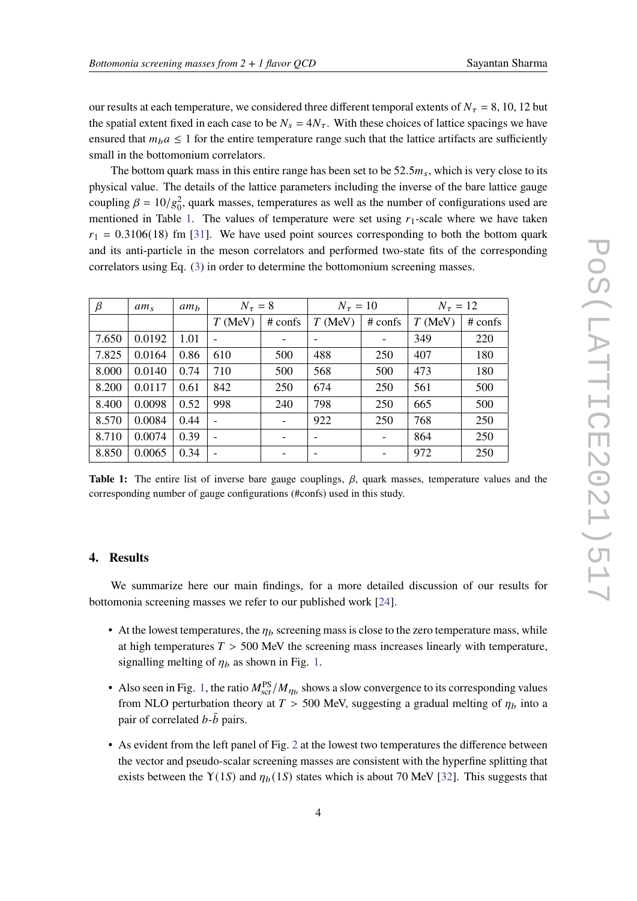our results at each temperature, we considered three different temporal extents of $N_\tau = 8, 10, 12$ but the spatial extent fixed in each case to be $N_s = 4N_\tau$. With these choices of lattice spacings we have ensured that $m_b a \leq 1$ for the entire temperature range such that the lattice artifacts are sufficiently small in the bottomonium correlators.

The bottom quark mass in this entire range has been set to be $52.5 m_s$, which is very close to its physical value. The details of the lattice parameters including the inverse of the bare lattice gauge coupling $\beta = 10/g_0^2$, quark masses, temperatures as well as the number of configurations used are mentioned in Table 1. The values of temperature were set using $r_1$-scale where we have taken $r_1 = 0.3106(18)$ fm [31]. We have used point sources corresponding to both the bottom quark and its anti-particle in the meson correlators and performed two-state fits of the corresponding correlators using Eq. (3) in order to determine the bottomonium screening masses.

| $\beta$ | $am_s$ | $am_b$ | $N_\tau = 8$ | | $N_\tau = 10$ | | $N_\tau = 12$ | |
|---|---|---|---|---|---|---|---|---|
| | | | $T$ (MeV) | # confs | $T$ (MeV) | # confs | $T$ (MeV) | # confs |
| 7.650 | 0.0192 | 1.01 | - | - | - | - | 349 | 220 |
| 7.825 | 0.0164 | 0.86 | 610 | 500 | 488 | 250 | 407 | 180 |
| 8.000 | 0.0140 | 0.74 | 710 | 500 | 568 | 500 | 473 | 180 |
| 8.200 | 0.0117 | 0.61 | 842 | 250 | 674 | 250 | 561 | 500 |
| 8.400 | 0.0098 | 0.52 | 998 | 240 | 798 | 250 | 665 | 500 |
| 8.570 | 0.0084 | 0.44 | - | - | 922 | 250 | 768 | 250 |
| 8.710 | 0.0074 | 0.39 | - | - | - | - | 864 | 250 |
| 8.850 | 0.0065 | 0.34 | - | - | - | - | 972 | 250 |

**Table 1:** The entire list of inverse bare gauge couplings, $\beta$, quark masses, temperature values and the corresponding number of gauge configurations (#confs) used in this study.

## 4. Results

We summarize here our main findings, for a more detailed discussion of our results for bottomonia screening masses we refer to our published work [24].

- At the lowest temperatures, the $\eta_b$ screening mass is close to the zero temperature mass, while at high temperatures $T > 500$ MeV the screening mass increases linearly with temperature, signalling melting of $\eta_b$ as shown in Fig. 1.
- Also seen in Fig. 1, the ratio $M_{\text{scr}}^{\text{PS}}/M_{\eta_b}$ shows a slow convergence to its corresponding values from NLO perturbation theory at $T > 500$ MeV, suggesting a gradual melting of $\eta_b$ into a pair of correlated $b$-$\bar{b}$ pairs.
- As evident from the left panel of Fig. 2 at the lowest two temperatures the difference between the vector and pseudo-scalar screening masses are consistent with the hyperfine splitting that exists between the $\Upsilon(1S)$ and $\eta_b(1S)$ states which is about 70 MeV [32]. This suggests that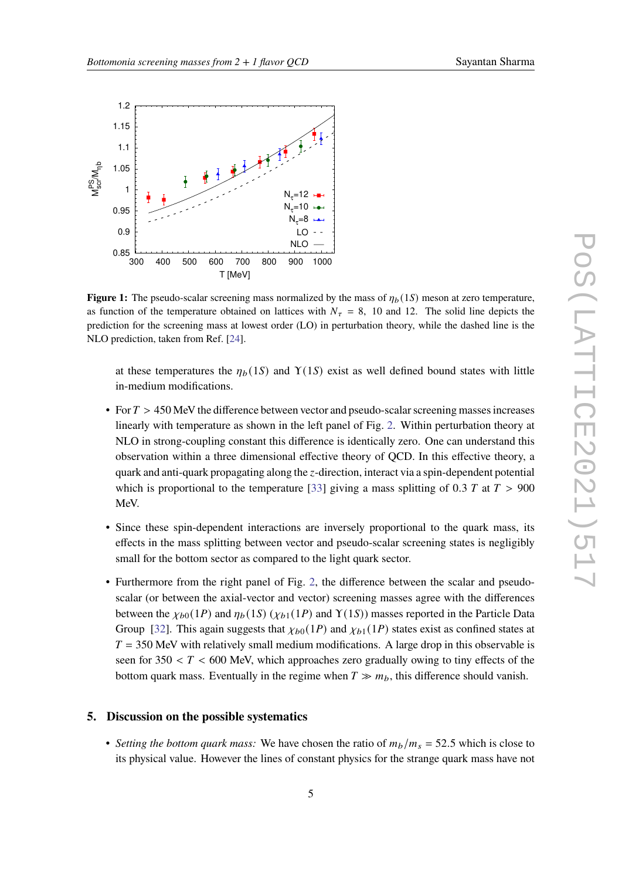**Figure 1:** The pseudo-scalar screening mass normalized by the mass of $\eta_b(1S)$ meson at zero temperature, as function of the temperature obtained on lattices with $N_\tau = 8$, 10 and 12. The solid line depicts the prediction for the screening mass at lowest order (LO) in perturbation theory, while the dashed line is the NLO prediction, taken from Ref. [24].

at these temperatures the $\eta_b(1S)$ and $\Upsilon(1S)$ exist as well defined bound states with little in-medium modifications.

- For $T > 450$ MeV the difference between vector and pseudo-scalar screening masses increases linearly with temperature as shown in the left panel of Fig. 2. Within perturbation theory at NLO in strong-coupling constant this difference is identically zero. One can understand this observation within a three dimensional effective theory of QCD. In this effective theory, a quark and anti-quark propagating along the $z$-direction, interact via a spin-dependent potential which is proportional to the temperature [33] giving a mass splitting of 0.3 $T$ at $T > 900$ MeV.

- Since these spin-dependent interactions are inversely proportional to the quark mass, its effects in the mass splitting between vector and pseudo-scalar screening states is negligibly small for the bottom sector as compared to the light quark sector.

- Furthermore from the right panel of Fig. 2, the difference between the scalar and pseudo-scalar (or between the axial-vector and vector) screening masses agree with the differences between the $\chi_{b0}(1P)$ and $\eta_b(1S)$ ($\chi_{b1}(1P)$ and $\Upsilon(1S)$) masses reported in the Particle Data Group [32]. This again suggests that $\chi_{b0}(1P)$ and $\chi_{b1}(1P)$ states exist as confined states at $T = 350$ MeV with relatively small medium modifications. A large drop in this observable is seen for $350 < T < 600$ MeV, which approaches zero gradually owing to tiny effects of the bottom quark mass. Eventually in the regime when $T \gg m_b$, this difference should vanish.

## 5. Discussion on the possible systematics

- *Setting the bottom quark mass:* We have chosen the ratio of $m_b/m_s = 52.5$ which is close to its physical value. However the lines of constant physics for the strange quark mass have not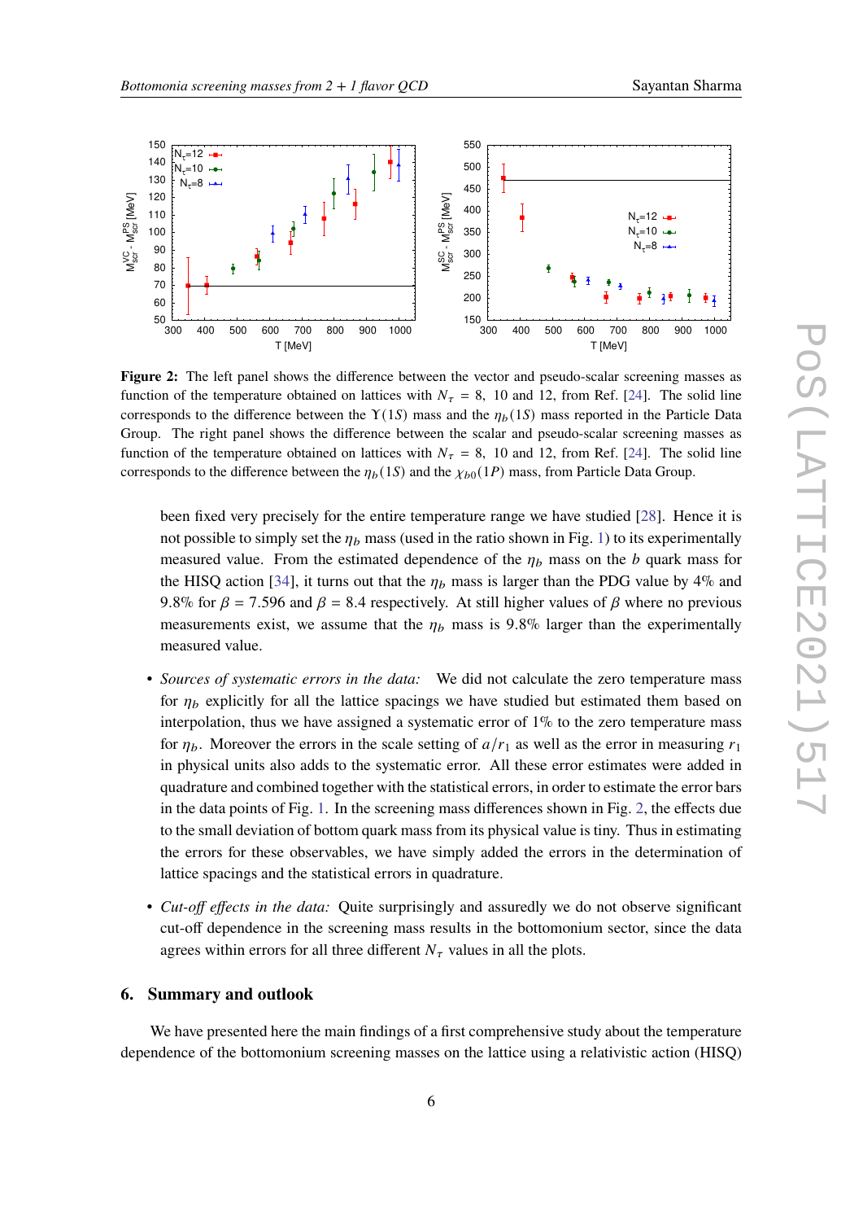**Figure 2:** The left panel shows the difference between the vector and pseudo-scalar screening masses as function of the temperature obtained on lattices with $N_\tau = 8$, 10 and 12, from Ref. [24]. The solid line corresponds to the difference between the $\Upsilon(1S)$ mass and the $\eta_b(1S)$ mass reported in the Particle Data Group. The right panel shows the difference between the scalar and pseudo-scalar screening masses as function of the temperature obtained on lattices with $N_\tau = 8$, 10 and 12, from Ref. [24]. The solid line corresponds to the difference between the $\eta_b(1S)$ and the $\chi_{b0}(1P)$ mass, from Particle Data Group.

been fixed very precisely for the entire temperature range we have studied [28]. Hence it is not possible to simply set the $\eta_b$ mass (used in the ratio shown in Fig. 1) to its experimentally measured value. From the estimated dependence of the $\eta_b$ mass on the $b$ quark mass for the HISQ action [34], it turns out that the $\eta_b$ mass is larger than the PDG value by 4% and 9.8% for $\beta = 7.596$ and $\beta = 8.4$ respectively. At still higher values of $\beta$ where no previous measurements exist, we assume that the $\eta_b$ mass is 9.8% larger than the experimentally measured value.

- *Sources of systematic errors in the data:* We did not calculate the zero temperature mass for $\eta_b$ explicitly for all the lattice spacings we have studied but estimated them based on interpolation, thus we have assigned a systematic error of 1% to the zero temperature mass for $\eta_b$. Moreover the errors in the scale setting of $a/r_1$ as well as the error in measuring $r_1$ in physical units also adds to the systematic error. All these error estimates were added in quadrature and combined together with the statistical errors, in order to estimate the error bars in the data points of Fig. 1. In the screening mass differences shown in Fig. 2, the effects due to the small deviation of bottom quark mass from its physical value is tiny. Thus in estimating the errors for these observables, we have simply added the errors in the determination of lattice spacings and the statistical errors in quadrature.

- *Cut-off effects in the data:* Quite surprisingly and assuredly we do not observe significant cut-off dependence in the screening mass results in the bottomonium sector, since the data agrees within errors for all three different $N_\tau$ values in all the plots.

## 6. Summary and outlook

We have presented here the main findings of a first comprehensive study about the temperature dependence of the bottomonium screening masses on the lattice using a relativistic action (HISQ)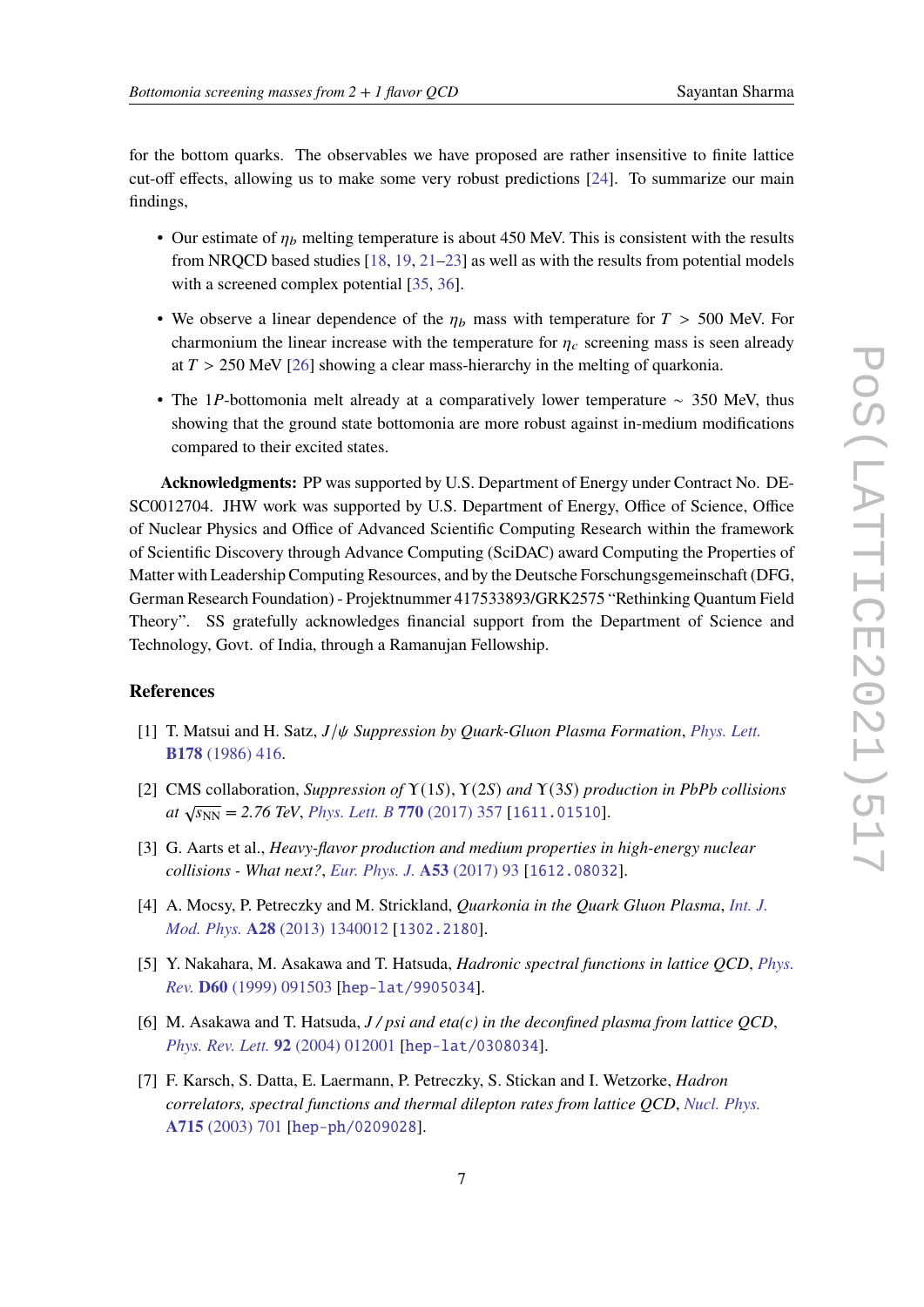for the bottom quarks. The observables we have proposed are rather insensitive to finite lattice cut-off effects, allowing us to make some very robust predictions [24]. To summarize our main findings,

- Our estimate of $\eta_b$ melting temperature is about 450 MeV. This is consistent with the results from NRQCD based studies [18, 19, 21–23] as well as with the results from potential models with a screened complex potential [35, 36].
- We observe a linear dependence of the $\eta_b$ mass with temperature for $T > 500$ MeV. For charmonium the linear increase with the temperature for $\eta_c$ screening mass is seen already at $T > 250$ MeV [26] showing a clear mass-hierarchy in the melting of quarkonia.
- The $1P$-bottomonia melt already at a comparatively lower temperature $\sim$ 350 MeV, thus showing that the ground state bottomonia are more robust against in-medium modifications compared to their excited states.

**Acknowledgments:** PP was supported by U.S. Department of Energy under Contract No. DE-SC0012704. JHW work was supported by U.S. Department of Energy, Office of Science, Office of Nuclear Physics and Office of Advanced Scientific Computing Research within the framework of Scientific Discovery through Advance Computing (SciDAC) award Computing the Properties of Matter with Leadership Computing Resources, and by the Deutsche Forschungsgemeinschaft (DFG, German Research Foundation) - Projektnummer 417533893/GRK2575 "Rethinking Quantum Field Theory". SS gratefully acknowledges financial support from the Department of Science and Technology, Govt. of India, through a Ramanujan Fellowship.

## References

[1] T. Matsui and H. Satz, *$J/\psi$ Suppression by Quark-Gluon Plasma Formation*, *Phys. Lett.* **B178** (1986) 416.

[2] CMS collaboration, *Suppression of $\Upsilon(1S)$, $\Upsilon(2S)$ and $\Upsilon(3S)$ production in PbPb collisions at $\sqrt{s_{\rm NN}}$ = 2.76 TeV*, *Phys. Lett. B* **770** (2017) 357 [1611.01510].

[3] G. Aarts et al., *Heavy-flavor production and medium properties in high-energy nuclear collisions - What next?*, *Eur. Phys. J.* **A53** (2017) 93 [1612.08032].

[4] A. Mocsy, P. Petreczky and M. Strickland, *Quarkonia in the Quark Gluon Plasma*, *Int. J. Mod. Phys.* **A28** (2013) 1340012 [1302.2180].

[5] Y. Nakahara, M. Asakawa and T. Hatsuda, *Hadronic spectral functions in lattice QCD*, *Phys. Rev.* **D60** (1999) 091503 [hep-lat/9905034].

[6] M. Asakawa and T. Hatsuda, *J / psi and eta(c) in the deconfined plasma from lattice QCD*, *Phys. Rev. Lett.* **92** (2004) 012001 [hep-lat/0308034].

[7] F. Karsch, S. Datta, E. Laermann, P. Petreczky, S. Stickan and I. Wetzorke, *Hadron correlators, spectral functions and thermal dilepton rates from lattice QCD*, *Nucl. Phys.* **A715** (2003) 701 [hep-ph/0209028].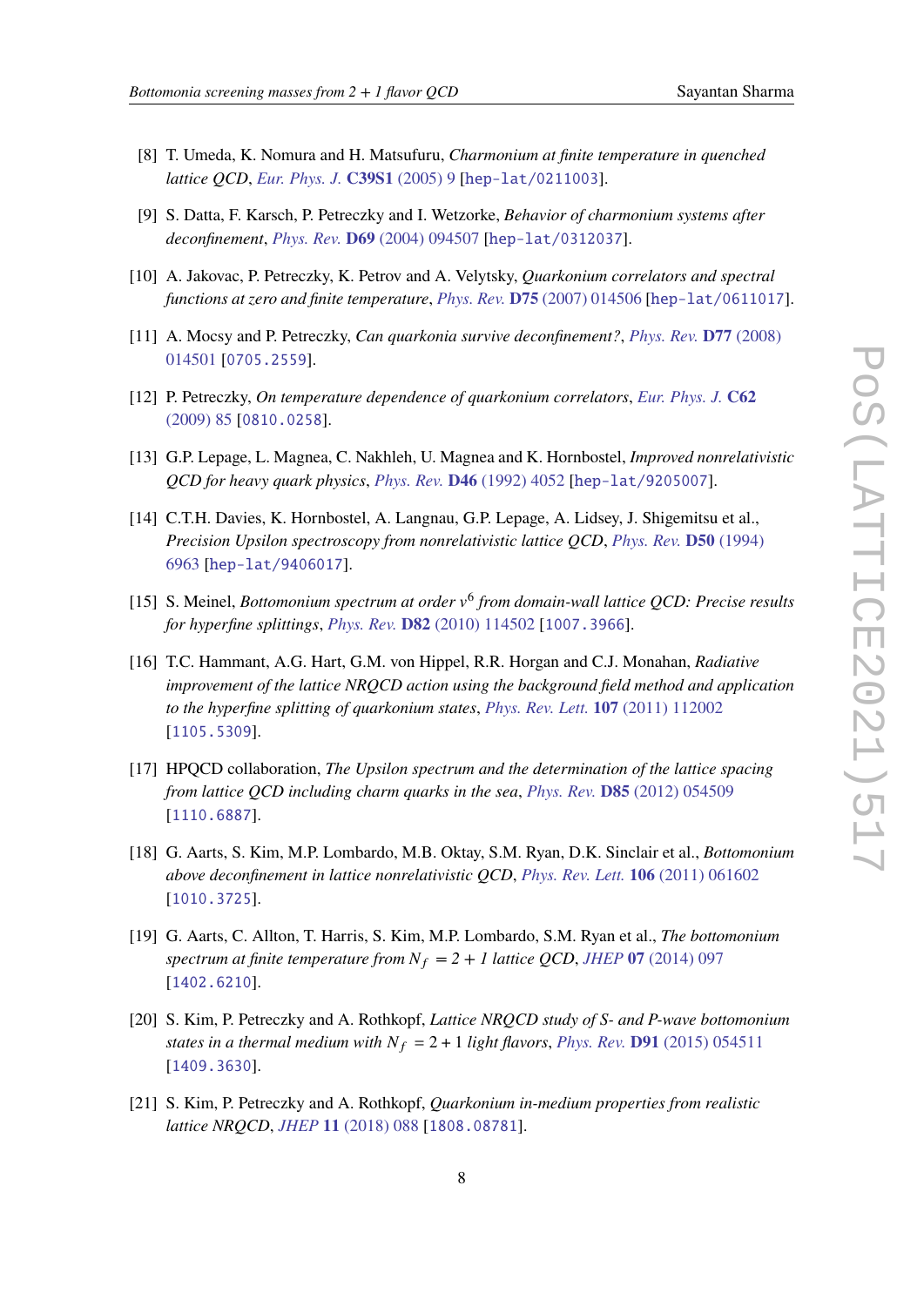[8] T. Umeda, K. Nomura and H. Matsufuru, *Charmonium at finite temperature in quenched lattice QCD*, Eur. Phys. J. **C39S1** (2005) 9 [hep-lat/0211003].

[9] S. Datta, F. Karsch, P. Petreczky and I. Wetzorke, *Behavior of charmonium systems after deconfinement*, Phys. Rev. **D69** (2004) 094507 [hep-lat/0312037].

[10] A. Jakovac, P. Petreczky, K. Petrov and A. Velytsky, *Quarkonium correlators and spectral functions at zero and finite temperature*, Phys. Rev. **D75** (2007) 014506 [hep-lat/0611017].

[11] A. Mocsy and P. Petreczky, *Can quarkonia survive deconfinement?*, Phys. Rev. **D77** (2008) 014501 [0705.2559].

[12] P. Petreczky, *On temperature dependence of quarkonium correlators*, Eur. Phys. J. **C62** (2009) 85 [0810.0258].

[13] G.P. Lepage, L. Magnea, C. Nakhleh, U. Magnea and K. Hornbostel, *Improved nonrelativistic QCD for heavy quark physics*, Phys. Rev. **D46** (1992) 4052 [hep-lat/9205007].

[14] C.T.H. Davies, K. Hornbostel, A. Langnau, G.P. Lepage, A. Lidsey, J. Shigemitsu et al., *Precision Upsilon spectroscopy from nonrelativistic lattice QCD*, Phys. Rev. **D50** (1994) 6963 [hep-lat/9406017].

[15] S. Meinel, *Bottomonium spectrum at order $v^6$ from domain-wall lattice QCD: Precise results for hyperfine splittings*, Phys. Rev. **D82** (2010) 114502 [1007.3966].

[16] T.C. Hammant, A.G. Hart, G.M. von Hippel, R.R. Horgan and C.J. Monahan, *Radiative improvement of the lattice NRQCD action using the background field method and application to the hyperfine splitting of quarkonium states*, Phys. Rev. Lett. **107** (2011) 112002 [1105.5309].

[17] HPQCD collaboration, *The Upsilon spectrum and the determination of the lattice spacing from lattice QCD including charm quarks in the sea*, Phys. Rev. **D85** (2012) 054509 [1110.6887].

[18] G. Aarts, S. Kim, M.P. Lombardo, M.B. Oktay, S.M. Ryan, D.K. Sinclair et al., *Bottomonium above deconfinement in lattice nonrelativistic QCD*, Phys. Rev. Lett. **106** (2011) 061602 [1010.3725].

[19] G. Aarts, C. Allton, T. Harris, S. Kim, M.P. Lombardo, S.M. Ryan et al., *The bottomonium spectrum at finite temperature from $N_f = 2 + 1$ lattice QCD*, JHEP **07** (2014) 097 [1402.6210].

[20] S. Kim, P. Petreczky and A. Rothkopf, *Lattice NRQCD study of S- and P-wave bottomonium states in a thermal medium with $N_f = 2+1$ light flavors*, Phys. Rev. **D91** (2015) 054511 [1409.3630].

[21] S. Kim, P. Petreczky and A. Rothkopf, *Quarkonium in-medium properties from realistic lattice NRQCD*, JHEP **11** (2018) 088 [1808.08781].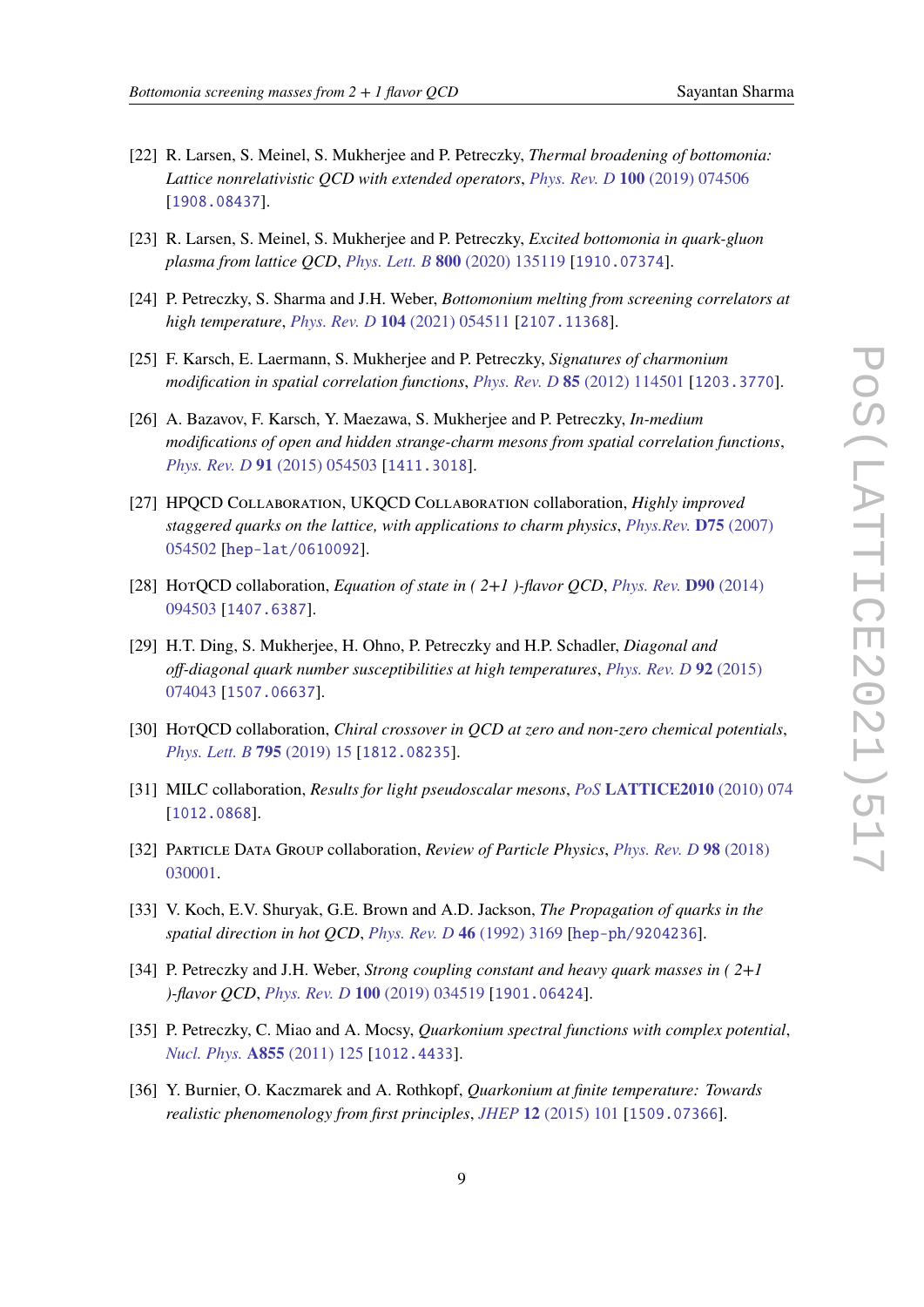[22] R. Larsen, S. Meinel, S. Mukherjee and P. Petreczky, *Thermal broadening of bottomonia: Lattice nonrelativistic QCD with extended operators*, *Phys. Rev. D* **100** (2019) 074506 [1908.08437].

[23] R. Larsen, S. Meinel, S. Mukherjee and P. Petreczky, *Excited bottomonia in quark-gluon plasma from lattice QCD*, *Phys. Lett. B* **800** (2020) 135119 [1910.07374].

[24] P. Petreczky, S. Sharma and J.H. Weber, *Bottomonium melting from screening correlators at high temperature*, *Phys. Rev. D* **104** (2021) 054511 [2107.11368].

[25] F. Karsch, E. Laermann, S. Mukherjee and P. Petreczky, *Signatures of charmonium modification in spatial correlation functions*, *Phys. Rev. D* **85** (2012) 114501 [1203.3770].

[26] A. Bazavov, F. Karsch, Y. Maezawa, S. Mukherjee and P. Petreczky, *In-medium modifications of open and hidden strange-charm mesons from spatial correlation functions*, *Phys. Rev. D* **91** (2015) 054503 [1411.3018].

[27] HPQCD Collaboration, UKQCD Collaboration collaboration, *Highly improved staggered quarks on the lattice, with applications to charm physics*, *Phys.Rev.* **D75** (2007) 054502 [hep-lat/0610092].

[28] HotQCD collaboration, *Equation of state in ( 2+1 )-flavor QCD*, *Phys. Rev.* **D90** (2014) 094503 [1407.6387].

[29] H.T. Ding, S. Mukherjee, H. Ohno, P. Petreczky and H.P. Schadler, *Diagonal and off-diagonal quark number susceptibilities at high temperatures*, *Phys. Rev. D* **92** (2015) 074043 [1507.06637].

[30] HotQCD collaboration, *Chiral crossover in QCD at zero and non-zero chemical potentials*, *Phys. Lett. B* **795** (2019) 15 [1812.08235].

[31] MILC collaboration, *Results for light pseudoscalar mesons*, *PoS* **LATTICE2010** (2010) 074 [1012.0868].

[32] Particle Data Group collaboration, *Review of Particle Physics*, *Phys. Rev. D* **98** (2018) 030001.

[33] V. Koch, E.V. Shuryak, G.E. Brown and A.D. Jackson, *The Propagation of quarks in the spatial direction in hot QCD*, *Phys. Rev. D* **46** (1992) 3169 [hep-ph/9204236].

[34] P. Petreczky and J.H. Weber, *Strong coupling constant and heavy quark masses in ( 2+1 )-flavor QCD*, *Phys. Rev. D* **100** (2019) 034519 [1901.06424].

[35] P. Petreczky, C. Miao and A. Mocsy, *Quarkonium spectral functions with complex potential*, *Nucl. Phys.* **A855** (2011) 125 [1012.4433].

[36] Y. Burnier, O. Kaczmarek and A. Rothkopf, *Quarkonium at finite temperature: Towards realistic phenomenology from first principles*, *JHEP* **12** (2015) 101 [1509.07366].